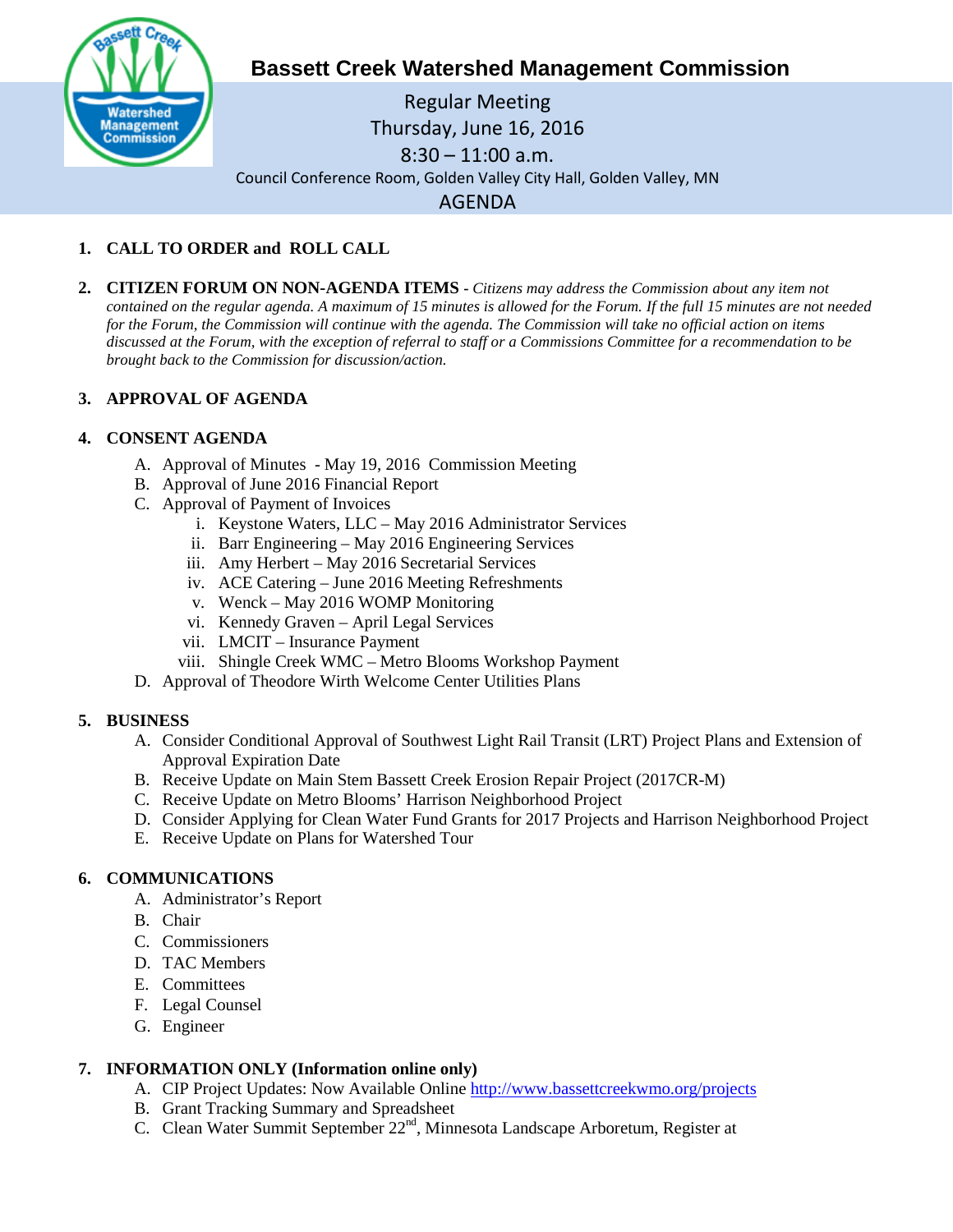# Bassett Creek Watershed Management Commission

Regular Meeting
Thursday, June 16, 2016
8:30 – 11:00 a.m.
Council Conference Room, Golden Valley City Hall, Golden Valley, MN

## AGENDA

1. **CALL TO ORDER and ROLL CALL**

2. **CITIZEN FORUM ON NON-AGENDA ITEMS** - *Citizens may address the Commission about any item not contained on the regular agenda. A maximum of 15 minutes is allowed for the Forum. If the full 15 minutes are not needed for the Forum, the Commission will continue with the agenda. The Commission will take no official action on items discussed at the Forum, with the exception of referral to staff or a Commissions Committee for a recommendation to be brought back to the Commission for discussion/action.*

3. **APPROVAL OF AGENDA**

4. **CONSENT AGENDA**
   - A. Approval of Minutes - May 19, 2016 Commission Meeting
   - B. Approval of June 2016 Financial Report
   - C. Approval of Payment of Invoices
     - i. Keystone Waters, LLC – May 2016 Administrator Services
     - ii. Barr Engineering – May 2016 Engineering Services
     - iii. Amy Herbert – May 2016 Secretarial Services
     - iv. ACE Catering – June 2016 Meeting Refreshments
     - v. Wenck – May 2016 WOMP Monitoring
     - vi. Kennedy Graven – April Legal Services
     - vii. LMCIT – Insurance Payment
     - viii. Shingle Creek WMC – Metro Blooms Workshop Payment
   - D. Approval of Theodore Wirth Welcome Center Utilities Plans

5. **BUSINESS**
   - A. Consider Conditional Approval of Southwest Light Rail Transit (LRT) Project Plans and Extension of Approval Expiration Date
   - B. Receive Update on Main Stem Bassett Creek Erosion Repair Project (2017CR-M)
   - C. Receive Update on Metro Blooms' Harrison Neighborhood Project
   - D. Consider Applying for Clean Water Fund Grants for 2017 Projects and Harrison Neighborhood Project
   - E. Receive Update on Plans for Watershed Tour

6. **COMMUNICATIONS**
   - A. Administrator's Report
   - B. Chair
   - C. Commissioners
   - D. TAC Members
   - E. Committees
   - F. Legal Counsel
   - G. Engineer

7. **INFORMATION ONLY (Information online only)**
   - A. CIP Project Updates: Now Available Online http://www.bassettcreekwmo.org/projects
   - B. Grant Tracking Summary and Spreadsheet
   - C. Clean Water Summit September 22nd, Minnesota Landscape Arboretum, Register at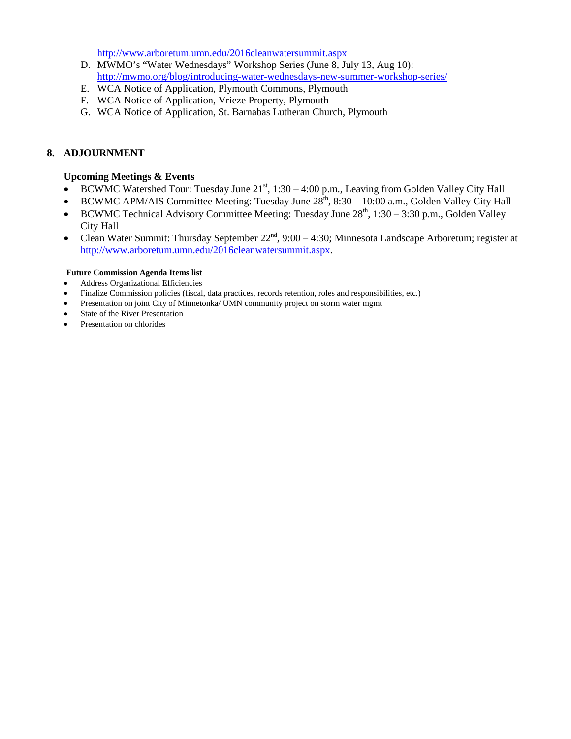http://www.arboretum.umn.edu/2016cleanwatersummit.aspx

D. MWMO's "Water Wednesdays" Workshop Series (June 8, July 13, Aug 10): http://mwmo.org/blog/introducing-water-wednesdays-new-summer-workshop-series/
E. WCA Notice of Application, Plymouth Commons, Plymouth
F. WCA Notice of Application, Vrieze Property, Plymouth
G. WCA Notice of Application, St. Barnabas Lutheran Church, Plymouth

## 8. ADJOURNMENT

### Upcoming Meetings & Events

- BCWMC Watershed Tour: Tuesday June 21st, 1:30 – 4:00 p.m., Leaving from Golden Valley City Hall
- BCWMC APM/AIS Committee Meeting: Tuesday June 28th, 8:30 – 10:00 a.m., Golden Valley City Hall
- BCWMC Technical Advisory Committee Meeting: Tuesday June 28th, 1:30 – 3:30 p.m., Golden Valley City Hall
- Clean Water Summit: Thursday September 22nd, 9:00 – 4:30; Minnesota Landscape Arboretum; register at http://www.arboretum.umn.edu/2016cleanwatersummit.aspx.

**Future Commission Agenda Items list**

- Address Organizational Efficiencies
- Finalize Commission policies (fiscal, data practices, records retention, roles and responsibilities, etc.)
- Presentation on joint City of Minnetonka/ UMN community project on storm water mgmt
- State of the River Presentation
- Presentation on chlorides